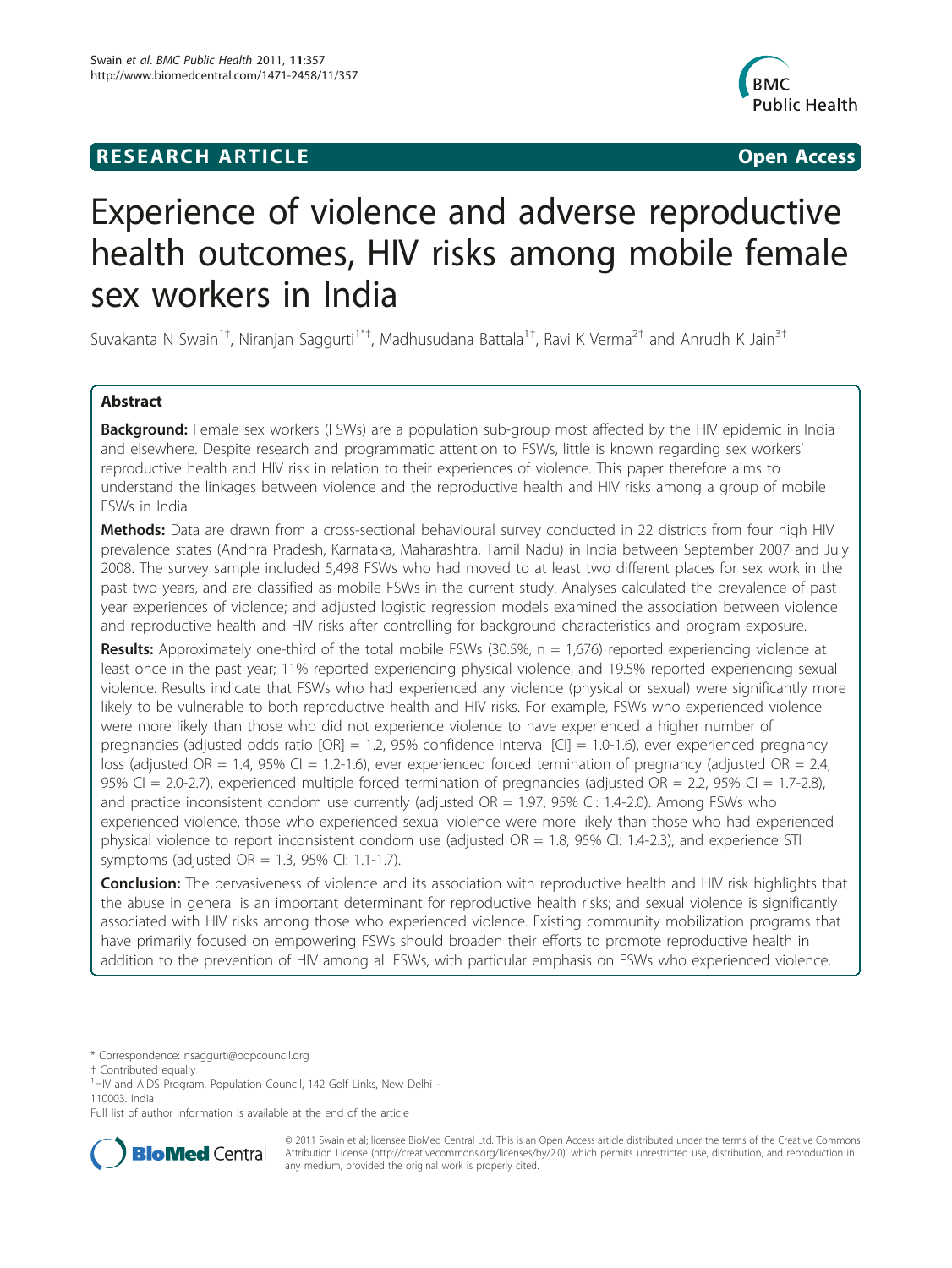**RESEARCH ARTICLE** **Open Access**

# Experience of violence and adverse reproductive health outcomes, HIV risks among mobile female sex workers in India

Suvakanta N Swain[1†], Niranjan Saggurti[1*†], Madhusudana Battala[1†], Ravi K Verma[2†] and Anrudh K Jain[3†]

## Abstract

**Background:** Female sex workers (FSWs) are a population sub-group most affected by the HIV epidemic in India and elsewhere. Despite research and programmatic attention to FSWs, little is known regarding sex workers' reproductive health and HIV risk in relation to their experiences of violence. This paper therefore aims to understand the linkages between violence and the reproductive health and HIV risks among a group of mobile FSWs in India.

**Methods:** Data are drawn from a cross-sectional behavioural survey conducted in 22 districts from four high HIV prevalence states (Andhra Pradesh, Karnataka, Maharashtra, Tamil Nadu) in India between September 2007 and July 2008. The survey sample included 5,498 FSWs who had moved to at least two different places for sex work in the past two years, and are classified as mobile FSWs in the current study. Analyses calculated the prevalence of past year experiences of violence; and adjusted logistic regression models examined the association between violence and reproductive health and HIV risks after controlling for background characteristics and program exposure.

**Results:** Approximately one-third of the total mobile FSWs (30.5%, n = 1,676) reported experiencing violence at least once in the past year; 11% reported experiencing physical violence, and 19.5% reported experiencing sexual violence. Results indicate that FSWs who had experienced any violence (physical or sexual) were significantly more likely to be vulnerable to both reproductive health and HIV risks. For example, FSWs who experienced violence were more likely than those who did not experience violence to have experienced a higher number of pregnancies (adjusted odds ratio [OR] = 1.2, 95% confidence interval [CI] = 1.0-1.6), ever experienced pregnancy loss (adjusted OR = 1.4, 95% CI = 1.2-1.6), ever experienced forced termination of pregnancy (adjusted OR = 2.4, 95% CI = 2.0-2.7), experienced multiple forced termination of pregnancies (adjusted OR = 2.2, 95% CI = 1.7-2.8), and practice inconsistent condom use currently (adjusted OR = 1.97, 95% CI: 1.4-2.0). Among FSWs who experienced violence, those who experienced sexual violence were more likely than those who had experienced physical violence to report inconsistent condom use (adjusted OR = 1.8, 95% CI: 1.4-2.3), and experience STI symptoms (adjusted OR = 1.3, 95% CI: 1.1-1.7).

**Conclusion:** The pervasiveness of violence and its association with reproductive health and HIV risk highlights that the abuse in general is an important determinant for reproductive health risks; and sexual violence is significantly associated with HIV risks among those who experienced violence. Existing community mobilization programs that have primarily focused on empowering FSWs should broaden their efforts to promote reproductive health in addition to the prevention of HIV among all FSWs, with particular emphasis on FSWs who experienced violence.

\* Correspondence: nsaggurti@popcouncil.org

† Contributed equally

[1]HIV and AIDS Program, Population Council, 142 Golf Links, New Delhi - 110003. India

Full list of author information is available at the end of the article

© 2011 Swain et al; licensee BioMed Central Ltd. This is an Open Access article distributed under the terms of the Creative Commons Attribution License (http://creativecommons.org/licenses/by/2.0), which permits unrestricted use, distribution, and reproduction in any medium, provided the original work is properly cited.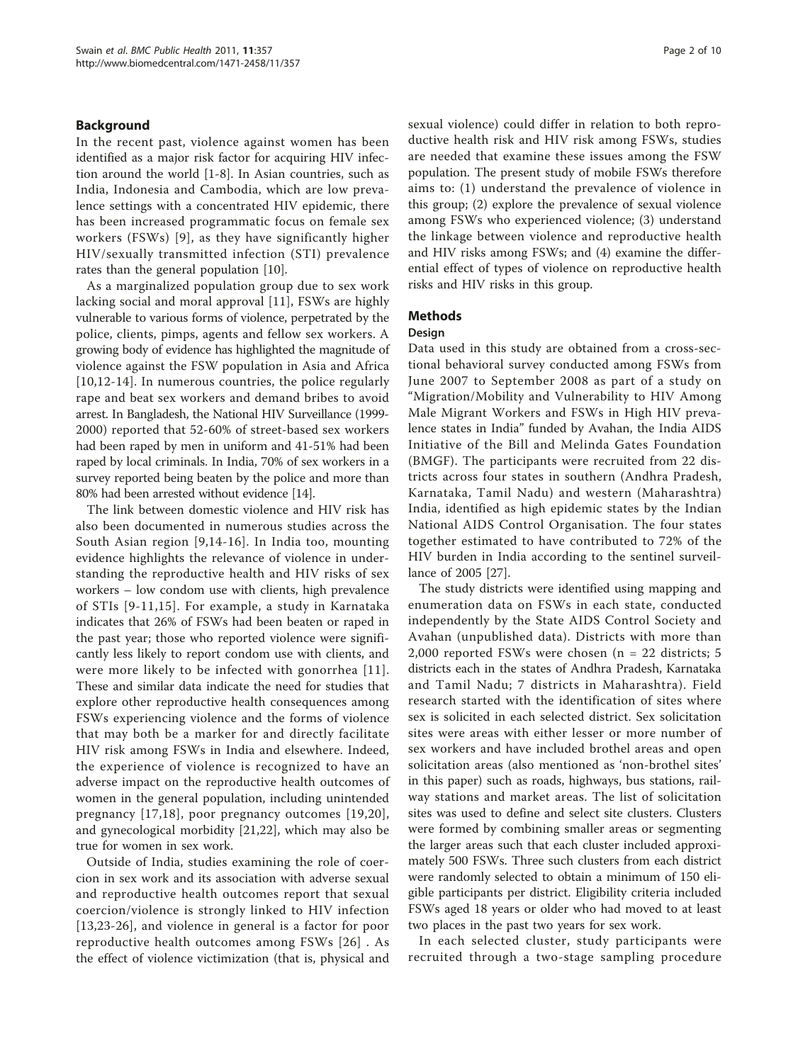## Background

In the recent past, violence against women has been identified as a major risk factor for acquiring HIV infection around the world [1-8]. In Asian countries, such as India, Indonesia and Cambodia, which are low prevalence settings with a concentrated HIV epidemic, there has been increased programmatic focus on female sex workers (FSWs) [9], as they have significantly higher HIV/sexually transmitted infection (STI) prevalence rates than the general population [10].

As a marginalized population group due to sex work lacking social and moral approval [11], FSWs are highly vulnerable to various forms of violence, perpetrated by the police, clients, pimps, agents and fellow sex workers. A growing body of evidence has highlighted the magnitude of violence against the FSW population in Asia and Africa [10,12-14]. In numerous countries, the police regularly rape and beat sex workers and demand bribes to avoid arrest. In Bangladesh, the National HIV Surveillance (1999-2000) reported that 52-60% of street-based sex workers had been raped by men in uniform and 41-51% had been raped by local criminals. In India, 70% of sex workers in a survey reported being beaten by the police and more than 80% had been arrested without evidence [14].

The link between domestic violence and HIV risk has also been documented in numerous studies across the South Asian region [9,14-16]. In India too, mounting evidence highlights the relevance of violence in understanding the reproductive health and HIV risks of sex workers – low condom use with clients, high prevalence of STIs [9-11,15]. For example, a study in Karnataka indicates that 26% of FSWs had been beaten or raped in the past year; those who reported violence were significantly less likely to report condom use with clients, and were more likely to be infected with gonorrhea [11]. These and similar data indicate the need for studies that explore other reproductive health consequences among FSWs experiencing violence and the forms of violence that may both be a marker for and directly facilitate HIV risk among FSWs in India and elsewhere. Indeed, the experience of violence is recognized to have an adverse impact on the reproductive health outcomes of women in the general population, including unintended pregnancy [17,18], poor pregnancy outcomes [19,20], and gynecological morbidity [21,22], which may also be true for women in sex work.

Outside of India, studies examining the role of coercion in sex work and its association with adverse sexual and reproductive health outcomes report that sexual coercion/violence is strongly linked to HIV infection [13,23-26], and violence in general is a factor for poor reproductive health outcomes among FSWs [26] . As the effect of violence victimization (that is, physical and sexual violence) could differ in relation to both reproductive health risk and HIV risk among FSWs, studies are needed that examine these issues among the FSW population. The present study of mobile FSWs therefore aims to: (1) understand the prevalence of violence in this group; (2) explore the prevalence of sexual violence among FSWs who experienced violence; (3) understand the linkage between violence and reproductive health and HIV risks among FSWs; and (4) examine the differential effect of types of violence on reproductive health risks and HIV risks in this group.

## Methods

### Design

Data used in this study are obtained from a cross-sectional behavioral survey conducted among FSWs from June 2007 to September 2008 as part of a study on "Migration/Mobility and Vulnerability to HIV Among Male Migrant Workers and FSWs in High HIV prevalence states in India" funded by Avahan, the India AIDS Initiative of the Bill and Melinda Gates Foundation (BMGF). The participants were recruited from 22 districts across four states in southern (Andhra Pradesh, Karnataka, Tamil Nadu) and western (Maharashtra) India, identified as high epidemic states by the Indian National AIDS Control Organisation. The four states together estimated to have contributed to 72% of the HIV burden in India according to the sentinel surveillance of 2005 [27].

The study districts were identified using mapping and enumeration data on FSWs in each state, conducted independently by the State AIDS Control Society and Avahan (unpublished data). Districts with more than 2,000 reported FSWs were chosen (n = 22 districts; 5 districts each in the states of Andhra Pradesh, Karnataka and Tamil Nadu; 7 districts in Maharashtra). Field research started with the identification of sites where sex is solicited in each selected district. Sex solicitation sites were areas with either lesser or more number of sex workers and have included brothel areas and open solicitation areas (also mentioned as 'non-brothel sites' in this paper) such as roads, highways, bus stations, railway stations and market areas. The list of solicitation sites was used to define and select site clusters. Clusters were formed by combining smaller areas or segmenting the larger areas such that each cluster included approximately 500 FSWs. Three such clusters from each district were randomly selected to obtain a minimum of 150 eligible participants per district. Eligibility criteria included FSWs aged 18 years or older who had moved to at least two places in the past two years for sex work.

In each selected cluster, study participants were recruited through a two-stage sampling procedure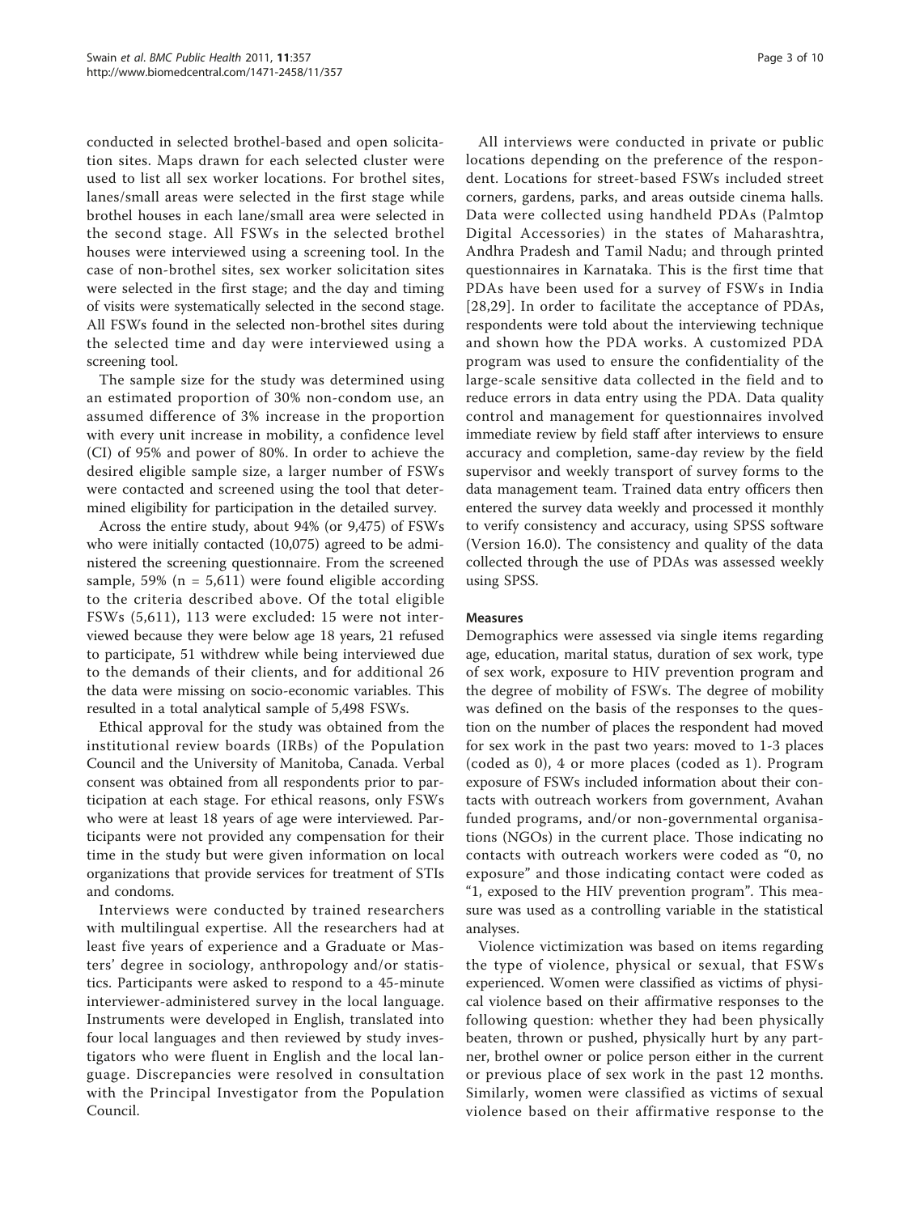conducted in selected brothel-based and open solicitation sites. Maps drawn for each selected cluster were used to list all sex worker locations. For brothel sites, lanes/small areas were selected in the first stage while brothel houses in each lane/small area were selected in the second stage. All FSWs in the selected brothel houses were interviewed using a screening tool. In the case of non-brothel sites, sex worker solicitation sites were selected in the first stage; and the day and timing of visits were systematically selected in the second stage. All FSWs found in the selected non-brothel sites during the selected time and day were interviewed using a screening tool.

The sample size for the study was determined using an estimated proportion of 30% non-condom use, an assumed difference of 3% increase in the proportion with every unit increase in mobility, a confidence level (CI) of 95% and power of 80%. In order to achieve the desired eligible sample size, a larger number of FSWs were contacted and screened using the tool that determined eligibility for participation in the detailed survey.

Across the entire study, about 94% (or 9,475) of FSWs who were initially contacted (10,075) agreed to be administered the screening questionnaire. From the screened sample, 59% (n = 5,611) were found eligible according to the criteria described above. Of the total eligible FSWs (5,611), 113 were excluded: 15 were not interviewed because they were below age 18 years, 21 refused to participate, 51 withdrew while being interviewed due to the demands of their clients, and for additional 26 the data were missing on socio-economic variables. This resulted in a total analytical sample of 5,498 FSWs.

Ethical approval for the study was obtained from the institutional review boards (IRBs) of the Population Council and the University of Manitoba, Canada. Verbal consent was obtained from all respondents prior to participation at each stage. For ethical reasons, only FSWs who were at least 18 years of age were interviewed. Participants were not provided any compensation for their time in the study but were given information on local organizations that provide services for treatment of STIs and condoms.

Interviews were conducted by trained researchers with multilingual expertise. All the researchers had at least five years of experience and a Graduate or Masters' degree in sociology, anthropology and/or statistics. Participants were asked to respond to a 45-minute interviewer-administered survey in the local language. Instruments were developed in English, translated into four local languages and then reviewed by study investigators who were fluent in English and the local language. Discrepancies were resolved in consultation with the Principal Investigator from the Population Council.

All interviews were conducted in private or public locations depending on the preference of the respondent. Locations for street-based FSWs included street corners, gardens, parks, and areas outside cinema halls. Data were collected using handheld PDAs (Palmtop Digital Accessories) in the states of Maharashtra, Andhra Pradesh and Tamil Nadu; and through printed questionnaires in Karnataka. This is the first time that PDAs have been used for a survey of FSWs in India [28,29]. In order to facilitate the acceptance of PDAs, respondents were told about the interviewing technique and shown how the PDA works. A customized PDA program was used to ensure the confidentiality of the large-scale sensitive data collected in the field and to reduce errors in data entry using the PDA. Data quality control and management for questionnaires involved immediate review by field staff after interviews to ensure accuracy and completion, same-day review by the field supervisor and weekly transport of survey forms to the data management team. Trained data entry officers then entered the survey data weekly and processed it monthly to verify consistency and accuracy, using SPSS software (Version 16.0). The consistency and quality of the data collected through the use of PDAs was assessed weekly using SPSS.

### Measures

Demographics were assessed via single items regarding age, education, marital status, duration of sex work, type of sex work, exposure to HIV prevention program and the degree of mobility of FSWs. The degree of mobility was defined on the basis of the responses to the question on the number of places the respondent had moved for sex work in the past two years: moved to 1-3 places (coded as 0), 4 or more places (coded as 1). Program exposure of FSWs included information about their contacts with outreach workers from government, Avahan funded programs, and/or non-governmental organisations (NGOs) in the current place. Those indicating no contacts with outreach workers were coded as "0, no exposure" and those indicating contact were coded as "1, exposed to the HIV prevention program". This measure was used as a controlling variable in the statistical analyses.

Violence victimization was based on items regarding the type of violence, physical or sexual, that FSWs experienced. Women were classified as victims of physical violence based on their affirmative responses to the following question: whether they had been physically beaten, thrown or pushed, physically hurt by any partner, brothel owner or police person either in the current or previous place of sex work in the past 12 months. Similarly, women were classified as victims of sexual violence based on their affirmative response to the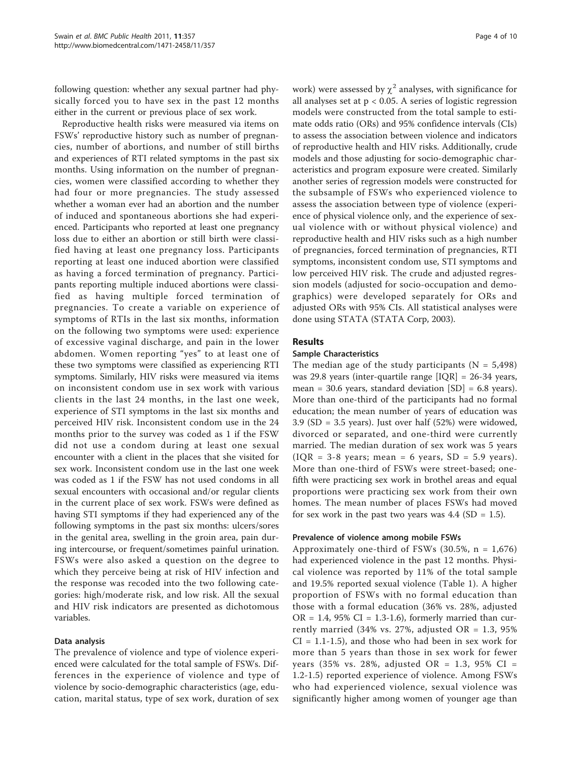following question: whether any sexual partner had physically forced you to have sex in the past 12 months either in the current or previous place of sex work.

Reproductive health risks were measured via items on FSWs' reproductive history such as number of pregnancies, number of abortions, and number of still births and experiences of RTI related symptoms in the past six months. Using information on the number of pregnancies, women were classified according to whether they had four or more pregnancies. The study assessed whether a woman ever had an abortion and the number of induced and spontaneous abortions she had experienced. Participants who reported at least one pregnancy loss due to either an abortion or still birth were classified having at least one pregnancy loss. Participants reporting at least one induced abortion were classified as having a forced termination of pregnancy. Participants reporting multiple induced abortions were classified as having multiple forced termination of pregnancies. To create a variable on experience of symptoms of RTIs in the last six months, information on the following two symptoms were used: experience of excessive vaginal discharge, and pain in the lower abdomen. Women reporting "yes" to at least one of these two symptoms were classified as experiencing RTI symptoms. Similarly, HIV risks were measured via items on inconsistent condom use in sex work with various clients in the last 24 months, in the last one week, experience of STI symptoms in the last six months and perceived HIV risk. Inconsistent condom use in the 24 months prior to the survey was coded as 1 if the FSW did not use a condom during at least one sexual encounter with a client in the places that she visited for sex work. Inconsistent condom use in the last one week was coded as 1 if the FSW has not used condoms in all sexual encounters with occasional and/or regular clients in the current place of sex work. FSWs were defined as having STI symptoms if they had experienced any of the following symptoms in the past six months: ulcers/sores in the genital area, swelling in the groin area, pain during intercourse, or frequent/sometimes painful urination. FSWs were also asked a question on the degree to which they perceive being at risk of HIV infection and the response was recoded into the two following categories: high/moderate risk, and low risk. All the sexual and HIV risk indicators are presented as dichotomous variables.

### Data analysis

The prevalence of violence and type of violence experienced were calculated for the total sample of FSWs. Differences in the experience of violence and type of violence by socio-demographic characteristics (age, education, marital status, type of sex work, duration of sex work) were assessed by $\chi^2$ analyses, with significance for all analyses set at $p < 0.05$. A series of logistic regression models were constructed from the total sample to estimate odds ratio (ORs) and 95% confidence intervals (CIs) to assess the association between violence and indicators of reproductive health and HIV risks. Additionally, crude models and those adjusting for socio-demographic characteristics and program exposure were created. Similarly another series of regression models were constructed for the subsample of FSWs who experienced violence to assess the association between type of violence (experience of physical violence only, and the experience of sexual violence with or without physical violence) and reproductive health and HIV risks such as a high number of pregnancies, forced termination of pregnancies, RTI symptoms, inconsistent condom use, STI symptoms and low perceived HIV risk. The crude and adjusted regression models (adjusted for socio-occupation and demographics) were developed separately for ORs and adjusted ORs with 95% CIs. All statistical analyses were done using STATA (STATA Corp, 2003).

## Results

### Sample Characteristics

The median age of the study participants (N = 5,498) was 29.8 years (inter-quartile range [IQR] = 26-34 years, mean = 30.6 years, standard deviation [SD] = 6.8 years). More than one-third of the participants had no formal education; the mean number of years of education was 3.9 (SD = 3.5 years). Just over half (52%) were widowed, divorced or separated, and one-third were currently married. The median duration of sex work was 5 years (IQR = 3-8 years; mean = 6 years, SD = 5.9 years). More than one-third of FSWs were street-based; one-fifth were practicing sex work in brothel areas and equal proportions were practicing sex work from their own homes. The mean number of places FSWs had moved for sex work in the past two years was 4.4 (SD = 1.5).

### Prevalence of violence among mobile FSWs

Approximately one-third of FSWs (30.5%, n = 1,676) had experienced violence in the past 12 months. Physical violence was reported by 11% of the total sample and 19.5% reported sexual violence (Table 1). A higher proportion of FSWs with no formal education than those with a formal education (36% vs. 28%, adjusted OR = 1.4, 95% CI = 1.3-1.6), formerly married than currently married (34% vs. 27%, adjusted OR = 1.3, 95% CI = 1.1-1.5), and those who had been in sex work for more than 5 years than those in sex work for fewer years (35% vs. 28%, adjusted OR = 1.3, 95% CI = 1.2-1.5) reported experience of violence. Among FSWs who had experienced violence, sexual violence was significantly higher among women of younger age than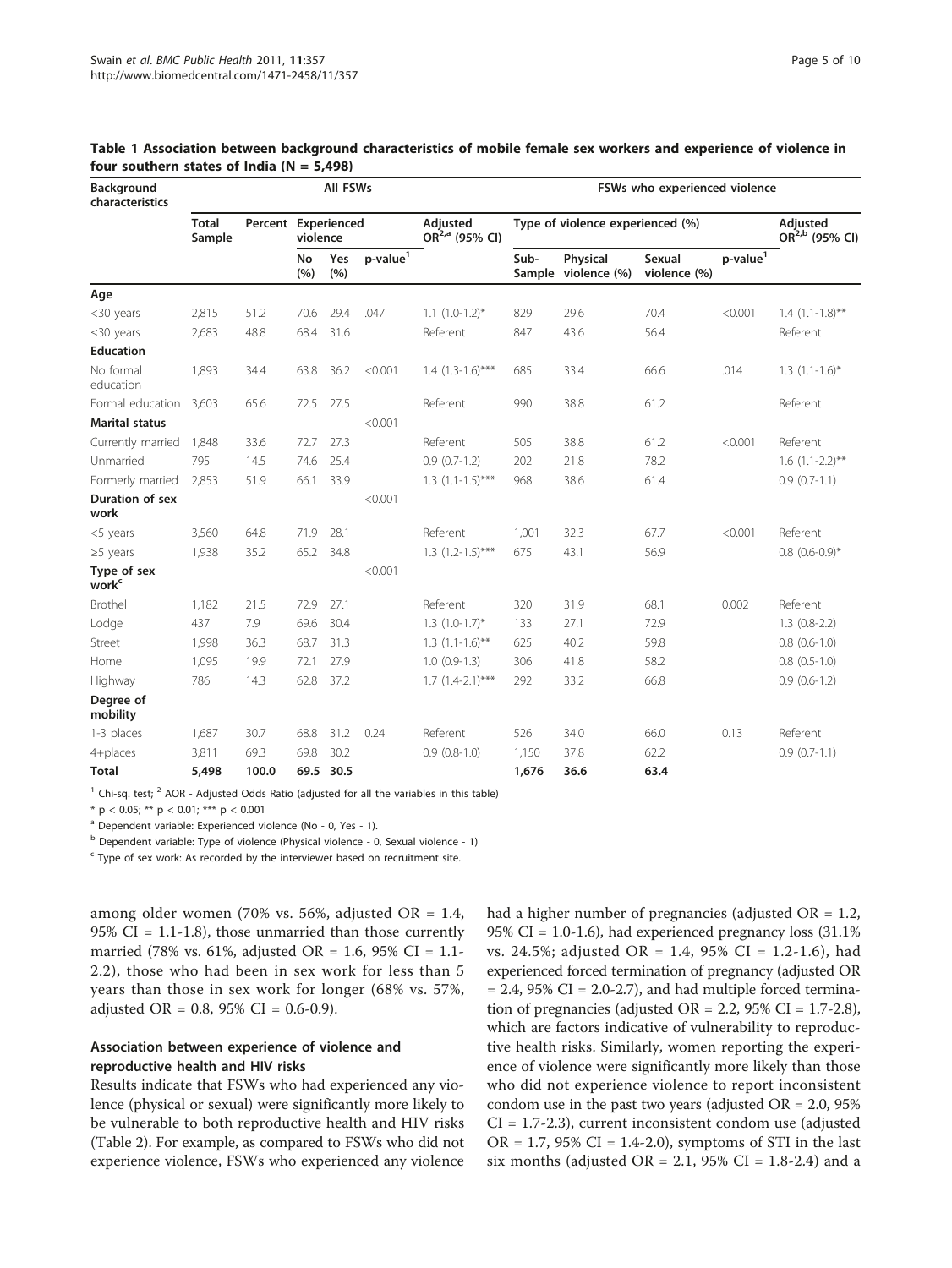**Table 1 Association between background characteristics of mobile female sex workers and experience of violence in four southern states of India (N = 5,498)**

| Background characteristics | All FSWs | | | | | | FSWs who experienced violence | | | | |
|---|---|---|---|---|---|---|---|---|---|---|---|
| | Total Sample | Percent | Experienced violence | | | Adjusted OR[2,a] (95% CI) | Type of violence experienced (%) | | | | Adjusted OR[2,b] (95% CI) |
| | | | No (%) | Yes (%) | p-value[1] | | Sub-Sample | Physical violence (%) | Sexual violence (%) | p-value[1] | |
| **Age** | | | | | | | | | | | |
| <30 years | 2,815 | 51.2 | 70.6 | 29.4 | .047 | 1.1 (1.0-1.2)* | 829 | 29.6 | 70.4 | <0.001 | 1.4 (1.1-1.8)** |
| ≤30 years | 2,683 | 48.8 | 68.4 | 31.6 | | Referent | 847 | 43.6 | 56.4 | | Referent |
| **Education** | | | | | | | | | | | |
| No formal education | 1,893 | 34.4 | 63.8 | 36.2 | <0.001 | 1.4 (1.3-1.6)*** | 685 | 33.4 | 66.6 | .014 | 1.3 (1.1-1.6)* |
| Formal education | 3,603 | 65.6 | 72.5 | 27.5 | | Referent | 990 | 38.8 | 61.2 | | Referent |
| **Marital status** | | | | | <0.001 | | | | | | |
| Currently married | 1,848 | 33.6 | 72.7 | 27.3 | | Referent | 505 | 38.8 | 61.2 | <0.001 | Referent |
| Unmarried | 795 | 14.5 | 74.6 | 25.4 | | 0.9 (0.7-1.2) | 202 | 21.8 | 78.2 | | 1.6 (1.1-2.2)** |
| Formerly married | 2,853 | 51.9 | 66.1 | 33.9 | | 1.3 (1.1-1.5)*** | 968 | 38.6 | 61.4 | | 0.9 (0.7-1.1) |
| **Duration of sex work** | | | | | <0.001 | | | | | | |
| <5 years | 3,560 | 64.8 | 71.9 | 28.1 | | Referent | 1,001 | 32.3 | 67.7 | <0.001 | Referent |
| ≥5 years | 1,938 | 35.2 | 65.2 | 34.8 | | 1.3 (1.2-1.5)*** | 675 | 43.1 | 56.9 | | 0.8 (0.6-0.9)* |
| **Type of sex work[c]** | | | | | <0.001 | | | | | | |
| Brothel | 1,182 | 21.5 | 72.9 | 27.1 | | Referent | 320 | 31.9 | 68.1 | 0.002 | Referent |
| Lodge | 437 | 7.9 | 69.6 | 30.4 | | 1.3 (1.0-1.7)* | 133 | 27.1 | 72.9 | | 1.3 (0.8-2.2) |
| Street | 1,998 | 36.3 | 68.7 | 31.3 | | 1.3 (1.1-1.6)** | 625 | 40.2 | 59.8 | | 0.8 (0.6-1.0) |
| Home | 1,095 | 19.9 | 72.1 | 27.9 | | 1.0 (0.9-1.3) | 306 | 41.8 | 58.2 | | 0.8 (0.5-1.0) |
| Highway | 786 | 14.3 | 62.8 | 37.2 | | 1.7 (1.4-2.1)*** | 292 | 33.2 | 66.8 | | 0.9 (0.6-1.2) |
| **Degree of mobility** | | | | | | | | | | | |
| 1-3 places | 1,687 | 30.7 | 68.8 | 31.2 | 0.24 | Referent | 526 | 34.0 | 66.0 | 0.13 | Referent |
| 4+places | 3,811 | 69.3 | 69.8 | 30.2 | | 0.9 (0.8-1.0) | 1,150 | 37.8 | 62.2 | | 0.9 (0.7-1.1) |
| **Total** | **5,498** | **100.0** | **69.5** | **30.5** | | | **1,676** | **36.6** | **63.4** | | |

[1] Chi-sq. test; [2] AOR - Adjusted Odds Ratio (adjusted for all the variables in this table)

\* p < 0.05; ** p < 0.01; *** p < 0.001

[a] Dependent variable: Experienced violence (No - 0, Yes - 1).

[b] Dependent variable: Type of violence (Physical violence - 0, Sexual violence - 1)

[c] Type of sex work: As recorded by the interviewer based on recruitment site.

among older women (70% vs. 56%, adjusted OR = 1.4, 95% CI = 1.1-1.8), those unmarried than those currently married (78% vs. 61%, adjusted OR = 1.6, 95% CI = 1.1-2.2), those who had been in sex work for less than 5 years than those in sex work for longer (68% vs. 57%, adjusted OR = 0.8, 95% CI = 0.6-0.9).

### Association between experience of violence and reproductive health and HIV risks

Results indicate that FSWs who had experienced any violence (physical or sexual) were significantly more likely to be vulnerable to both reproductive health and HIV risks (Table 2). For example, as compared to FSWs who did not experience violence, FSWs who experienced any violence had a higher number of pregnancies (adjusted OR = 1.2, 95% CI = 1.0-1.6), had experienced pregnancy loss (31.1% vs. 24.5%; adjusted OR = 1.4, 95% CI = 1.2-1.6), had experienced forced termination of pregnancy (adjusted OR = 2.4, 95% CI = 2.0-2.7), and had multiple forced termination of pregnancies (adjusted OR = 2.2, 95% CI = 1.7-2.8), which are factors indicative of vulnerability to reproductive health risks. Similarly, women reporting the experience of violence were significantly more likely than those who did not experience violence to report inconsistent condom use in the past two years (adjusted OR = 2.0, 95% CI = 1.7-2.3), current inconsistent condom use (adjusted OR = 1.7, 95% CI = 1.4-2.0), symptoms of STI in the last six months (adjusted OR = 2.1, 95% CI = 1.8-2.4) and a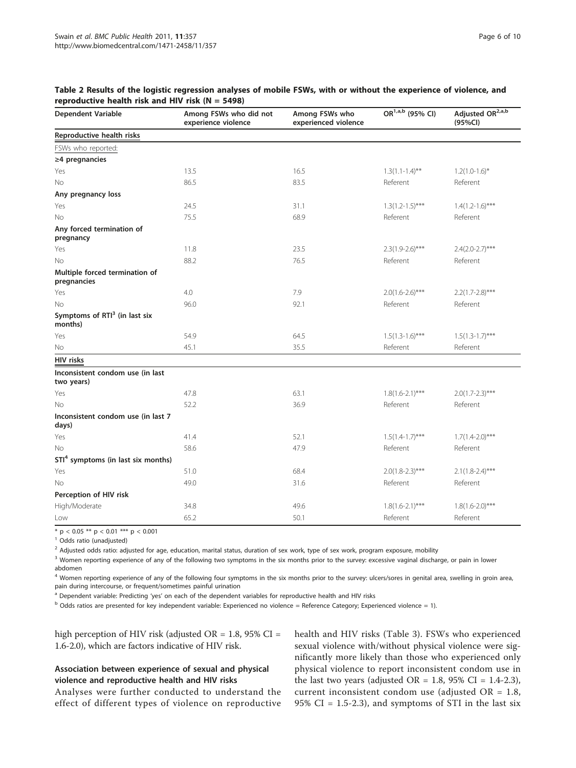**Table 2 Results of the logistic regression analyses of mobile FSWs, with or without the experience of violence, and reproductive health risk and HIV risk (N = 5498)**

| Dependent Variable | Among FSWs who did not experience violence | Among FSWs who experienced violence | OR[1,a,b] (95% CI) | Adjusted OR[2,a,b] (95%CI) |
|---|---|---|---|---|
| **Reproductive health risks** | | | | |
| FSWs who reported: | | | | |
| **≥4 pregnancies** | | | | |
| Yes | 13.5 | 16.5 | 1.3(1.1-1.4)** | 1.2(1.0-1.6)* |
| No | 86.5 | 83.5 | Referent | Referent |
| **Any pregnancy loss** | | | | |
| Yes | 24.5 | 31.1 | 1.3(1.2-1.5)*** | 1.4(1.2-1.6)*** |
| No | 75.5 | 68.9 | Referent | Referent |
| **Any forced termination of pregnancy** | | | | |
| Yes | 11.8 | 23.5 | 2.3(1.9-2.6)*** | 2.4(2.0-2.7)*** |
| No | 88.2 | 76.5 | Referent | Referent |
| **Multiple forced termination of pregnancies** | | | | |
| Yes | 4.0 | 7.9 | 2.0(1.6-2.6)*** | 2.2(1.7-2.8)*** |
| No | 96.0 | 92.1 | Referent | Referent |
| **Symptoms of RTI[3] (in last six months)** | | | | |
| Yes | 54.9 | 64.5 | 1.5(1.3-1.6)*** | 1.5(1.3-1.7)*** |
| No | 45.1 | 35.5 | Referent | Referent |
| **HIV risks** | | | | |
| **Inconsistent condom use (in last two years)** | | | | |
| Yes | 47.8 | 63.1 | 1.8(1.6-2.1)*** | 2.0(1.7-2.3)*** |
| No | 52.2 | 36.9 | Referent | Referent |
| **Inconsistent condom use (in last 7 days)** | | | | |
| Yes | 41.4 | 52.1 | 1.5(1.4-1.7)*** | 1.7(1.4-2.0)*** |
| No | 58.6 | 47.9 | Referent | Referent |
| **STI[4] symptoms (in last six months)** | | | | |
| Yes | 51.0 | 68.4 | 2.0(1.8-2.3)*** | 2.1(1.8-2.4)*** |
| No | 49.0 | 31.6 | Referent | Referent |
| **Perception of HIV risk** | | | | |
| High/Moderate | 34.8 | 49.6 | 1.8(1.6-2.1)*** | 1.8(1.6-2.0)*** |
| Low | 65.2 | 50.1 | Referent | Referent |

\* $p < 0.05$ ** $p < 0.01$ *** $p < 0.001$

[1] Odds ratio (unadjusted)

[2] Adjusted odds ratio: adjusted for age, education, marital status, duration of sex work, type of sex work, program exposure, mobility

[3] Women reporting experience of any of the following two symptoms in the six months prior to the survey: excessive vaginal discharge, or pain in lower abdomen

[4] Women reporting experience of any of the following four symptoms in the six months prior to the survey: ulcers/sores in genital area, swelling in groin area, pain during intercourse, or frequent/sometimes painful urination

[a] Dependent variable: Predicting 'yes' on each of the dependent variables for reproductive health and HIV risks

[b] Odds ratios are presented for key independent variable: Experienced no violence = Reference Category; Experienced violence = 1).

high perception of HIV risk (adjusted OR = 1.8, 95% CI = 1.6-2.0), which are factors indicative of HIV risk.

### Association between experience of sexual and physical violence and reproductive health and HIV risks

Analyses were further conducted to understand the effect of different types of violence on reproductive health and HIV risks (Table 3). FSWs who experienced sexual violence with/without physical violence were significantly more likely than those who experienced only physical violence to report inconsistent condom use in the last two years (adjusted OR = 1.8, 95% CI = 1.4-2.3), current inconsistent condom use (adjusted OR = 1.8, 95% CI = 1.5-2.3), and symptoms of STI in the last six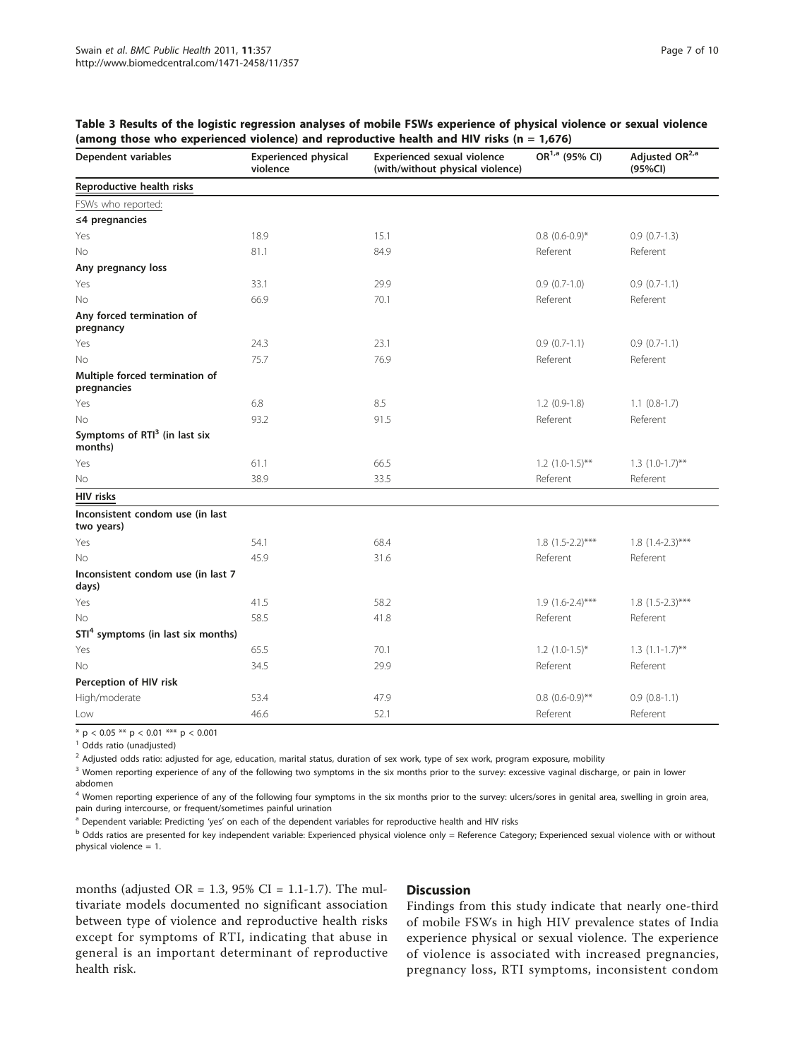**Table 3 Results of the logistic regression analyses of mobile FSWs experience of physical violence or sexual violence (among those who experienced violence) and reproductive health and HIV risks (n = 1,676)**

| Dependent variables | Experienced physical violence | Experienced sexual violence (with/without physical violence) | OR[1,a] (95% CI) | Adjusted OR[2,a] (95%CI) |
|---|---|---|---|---|
| **Reproductive health risks** | | | | |
| FSWs who reported: | | | | |
| **≤4 pregnancies** | | | | |
| Yes | 18.9 | 15.1 | 0.8 (0.6-0.9)* | 0.9 (0.7-1.3) |
| No | 81.1 | 84.9 | Referent | Referent |
| **Any pregnancy loss** | | | | |
| Yes | 33.1 | 29.9 | 0.9 (0.7-1.0) | 0.9 (0.7-1.1) |
| No | 66.9 | 70.1 | Referent | Referent |
| **Any forced termination of pregnancy** | | | | |
| Yes | 24.3 | 23.1 | 0.9 (0.7-1.1) | 0.9 (0.7-1.1) |
| No | 75.7 | 76.9 | Referent | Referent |
| **Multiple forced termination of pregnancies** | | | | |
| Yes | 6.8 | 8.5 | 1.2 (0.9-1.8) | 1.1 (0.8-1.7) |
| No | 93.2 | 91.5 | Referent | Referent |
| **Symptoms of RTI[3] (in last six months)** | | | | |
| Yes | 61.1 | 66.5 | 1.2 (1.0-1.5)** | 1.3 (1.0-1.7)** |
| No | 38.9 | 33.5 | Referent | Referent |
| **HIV risks** | | | | |
| **Inconsistent condom use (in last two years)** | | | | |
| Yes | 54.1 | 68.4 | 1.8 (1.5-2.2)*** | 1.8 (1.4-2.3)*** |
| No | 45.9 | 31.6 | Referent | Referent |
| **Inconsistent condom use (in last 7 days)** | | | | |
| Yes | 41.5 | 58.2 | 1.9 (1.6-2.4)*** | 1.8 (1.5-2.3)*** |
| No | 58.5 | 41.8 | Referent | Referent |
| **STI[4] symptoms (in last six months)** | | | | |
| Yes | 65.5 | 70.1 | 1.2 (1.0-1.5)* | 1.3 (1.1-1.7)** |
| No | 34.5 | 29.9 | Referent | Referent |
| **Perception of HIV risk** | | | | |
| High/moderate | 53.4 | 47.9 | 0.8 (0.6-0.9)** | 0.9 (0.8-1.1) |
| Low | 46.6 | 52.1 | Referent | Referent |

* $p < 0.05$ ** $p < 0.01$ *** $p < 0.001$

[1] Odds ratio (unadjusted)

[2] Adjusted odds ratio: adjusted for age, education, marital status, duration of sex work, type of sex work, program exposure, mobility

[3] Women reporting experience of any of the following two symptoms in the six months prior to the survey: excessive vaginal discharge, or pain in lower abdomen

[4] Women reporting experience of any of the following four symptoms in the six months prior to the survey: ulcers/sores in genital area, swelling in groin area, pain during intercourse, or frequent/sometimes painful urination

[a] Dependent variable: Predicting 'yes' on each of the dependent variables for reproductive health and HIV risks

[b] Odds ratios are presented for key independent variable: Experienced physical violence only = Reference Category; Experienced sexual violence with or without physical violence = 1.

months (adjusted OR = 1.3, 95% CI = 1.1-1.7). The multivariate models documented no significant association between type of violence and reproductive health risks except for symptoms of RTI, indicating that abuse in general is an important determinant of reproductive health risk.

## Discussion

Findings from this study indicate that nearly one-third of mobile FSWs in high HIV prevalence states of India experience physical or sexual violence. The experience of violence is associated with increased pregnancies, pregnancy loss, RTI symptoms, inconsistent condom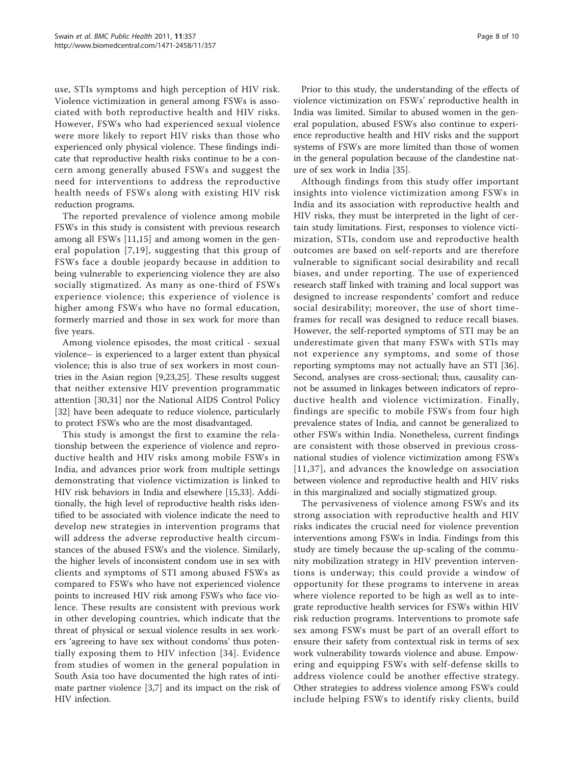use, STIs symptoms and high perception of HIV risk. Violence victimization in general among FSWs is associated with both reproductive health and HIV risks. However, FSWs who had experienced sexual violence were more likely to report HIV risks than those who experienced only physical violence. These findings indicate that reproductive health risks continue to be a concern among generally abused FSWs and suggest the need for interventions to address the reproductive health needs of FSWs along with existing HIV risk reduction programs.

The reported prevalence of violence among mobile FSWs in this study is consistent with previous research among all FSWs [11,15] and among women in the general population [7,19], suggesting that this group of FSWs face a double jeopardy because in addition to being vulnerable to experiencing violence they are also socially stigmatized. As many as one-third of FSWs experience violence; this experience of violence is higher among FSWs who have no formal education, formerly married and those in sex work for more than five years.

Among violence episodes, the most critical - sexual violence– is experienced to a larger extent than physical violence; this is also true of sex workers in most countries in the Asian region [9,23,25]. These results suggest that neither extensive HIV prevention programmatic attention [30,31] nor the National AIDS Control Policy [32] have been adequate to reduce violence, particularly to protect FSWs who are the most disadvantaged.

This study is amongst the first to examine the relationship between the experience of violence and reproductive health and HIV risks among mobile FSWs in India, and advances prior work from multiple settings demonstrating that violence victimization is linked to HIV risk behaviors in India and elsewhere [15,33]. Additionally, the high level of reproductive health risks identified to be associated with violence indicate the need to develop new strategies in intervention programs that will address the adverse reproductive health circumstances of the abused FSWs and the violence. Similarly, the higher levels of inconsistent condom use in sex with clients and symptoms of STI among abused FSWs as compared to FSWs who have not experienced violence points to increased HIV risk among FSWs who face violence. These results are consistent with previous work in other developing countries, which indicate that the threat of physical or sexual violence results in sex workers 'agreeing to have sex without condoms' thus potentially exposing them to HIV infection [34]. Evidence from studies of women in the general population in South Asia too have documented the high rates of intimate partner violence [3,7] and its impact on the risk of HIV infection.

Prior to this study, the understanding of the effects of violence victimization on FSWs' reproductive health in India was limited. Similar to abused women in the general population, abused FSWs also continue to experience reproductive health and HIV risks and the support systems of FSWs are more limited than those of women in the general population because of the clandestine nature of sex work in India [35].

Although findings from this study offer important insights into violence victimization among FSWs in India and its association with reproductive health and HIV risks, they must be interpreted in the light of certain study limitations. First, responses to violence victimization, STIs, condom use and reproductive health outcomes are based on self-reports and are therefore vulnerable to significant social desirability and recall biases, and under reporting. The use of experienced research staff linked with training and local support was designed to increase respondents' comfort and reduce social desirability; moreover, the use of short time-frames for recall was designed to reduce recall biases. However, the self-reported symptoms of STI may be an underestimate given that many FSWs with STIs may not experience any symptoms, and some of those reporting symptoms may not actually have an STI [36]. Second, analyses are cross-sectional; thus, causality cannot be assumed in linkages between indicators of reproductive health and violence victimization. Finally, findings are specific to mobile FSWs from four high prevalence states of India, and cannot be generalized to other FSWs within India. Nonetheless, current findings are consistent with those observed in previous cross-national studies of violence victimization among FSWs [11,37], and advances the knowledge on association between violence and reproductive health and HIV risks in this marginalized and socially stigmatized group.

The pervasiveness of violence among FSWs and its strong association with reproductive health and HIV risks indicates the crucial need for violence prevention interventions among FSWs in India. Findings from this study are timely because the up-scaling of the community mobilization strategy in HIV prevention interventions is underway; this could provide a window of opportunity for these programs to intervene in areas where violence reported to be high as well as to integrate reproductive health services for FSWs within HIV risk reduction programs. Interventions to promote safe sex among FSWs must be part of an overall effort to ensure their safety from contextual risk in terms of sex work vulnerability towards violence and abuse. Empowering and equipping FSWs with self-defense skills to address violence could be another effective strategy. Other strategies to address violence among FSWs could include helping FSWs to identify risky clients, build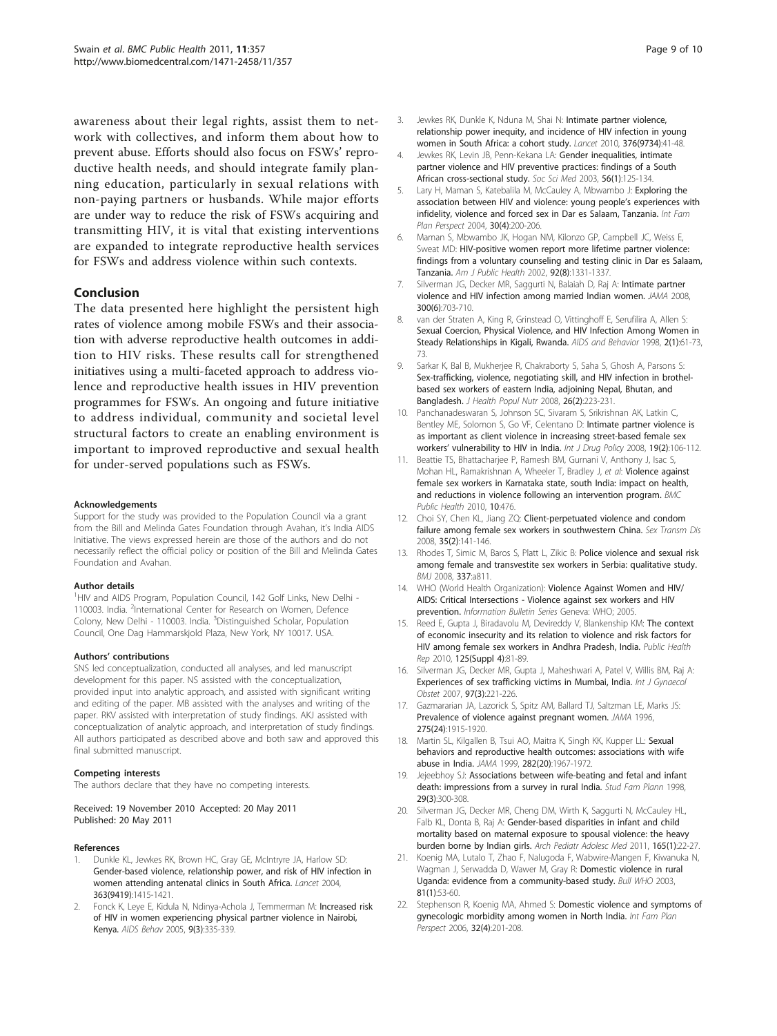awareness about their legal rights, assist them to network with collectives, and inform them about how to prevent abuse. Efforts should also focus on FSWs' reproductive health needs, and should integrate family planning education, particularly in sexual relations with non-paying partners or husbands. While major efforts are under way to reduce the risk of FSWs acquiring and transmitting HIV, it is vital that existing interventions are expanded to integrate reproductive health services for FSWs and address violence within such contexts.

## Conclusion

The data presented here highlight the persistent high rates of violence among mobile FSWs and their association with adverse reproductive health outcomes in addition to HIV risks. These results call for strengthened initiatives using a multi-faceted approach to address violence and reproductive health issues in HIV prevention programmes for FSWs. An ongoing and future initiative to address individual, community and societal level structural factors to create an enabling environment is important to improved reproductive and sexual health for under-served populations such as FSWs.

#### Acknowledgements

Support for the study was provided to the Population Council via a grant from the Bill and Melinda Gates Foundation through Avahan, it's India AIDS Initiative. The views expressed herein are those of the authors and do not necessarily reflect the official policy or position of the Bill and Melinda Gates Foundation and Avahan.

#### Author details

[1]HIV and AIDS Program, Population Council, 142 Golf Links, New Delhi - 110003. India. [2]International Center for Research on Women, Defence Colony, New Delhi - 110003. India. [3]Distinguished Scholar, Population Council, One Dag Hammarskjold Plaza, New York, NY 10017. USA.

#### Authors' contributions

SNS led conceptualization, conducted all analyses, and led manuscript development for this paper. NS assisted with the conceptualization, provided input into analytic approach, and assisted with significant writing and editing of the paper. MB assisted with the analyses and writing of the paper. RKV assisted with interpretation of study findings. AKJ assisted with conceptualization of analytic approach, and interpretation of study findings. All authors participated as described above and both saw and approved this final submitted manuscript.

#### Competing interests

The authors declare that they have no competing interests.

Received: 19 November 2010 Accepted: 20 May 2011
Published: 20 May 2011

#### References

1. Dunkle KL, Jewkes RK, Brown HC, Gray GE, McIntryre JA, Harlow SD: **Gender-based violence, relationship power, and risk of HIV infection in women attending antenatal clinics in South Africa.** *Lancet* 2004, **363(9419)**:1415-1421.
2. Fonck K, Leye E, Kidula N, Ndinya-Achola J, Temmerman M: **Increased risk of HIV in women experiencing physical partner violence in Nairobi, Kenya.** *AIDS Behav* 2005, **9(3)**:335-339.
3. Jewkes RK, Dunkle K, Nduna M, Shai N: **Intimate partner violence, relationship power inequity, and incidence of HIV infection in young women in South Africa: a cohort study.** *Lancet* 2010, **376(9734)**:41-48.
4. Jewkes RK, Levin JB, Penn-Kekana LA: **Gender inequalities, intimate partner violence and HIV preventive practices: findings of a South African cross-sectional study.** *Soc Sci Med* 2003, **56(1)**:125-134.
5. Lary H, Maman S, Katebalila M, McCauley A, Mbwambo J: **Exploring the association between HIV and violence: young people's experiences with infidelity, violence and forced sex in Dar es Salaam, Tanzania.** *Int Fam Plan Perspect* 2004, **30(4)**:200-206.
6. Maman S, Mbwambo JK, Hogan NM, Kilonzo GP, Campbell JC, Weiss E, Sweat MD: **HIV-positive women report more lifetime partner violence: findings from a voluntary counseling and testing clinic in Dar es Salaam, Tanzania.** *Am J Public Health* 2002, **92(8)**:1331-1337.
7. Silverman JG, Decker MR, Saggurti N, Balaiah D, Raj A: **Intimate partner violence and HIV infection among married Indian women.** *JAMA* 2008, **300(6)**:703-710.
8. van der Straten A, King R, Grinstead O, Vittinghoff E, Serufilira A, Allen S: **Sexual Coercion, Physical Violence, and HIV Infection Among Women in Steady Relationships in Kigali, Rwanda.** *AIDS and Behavior* 1998, **2(1)**:61-73, 73.
9. Sarkar K, Bal B, Mukherjee R, Chakraborty S, Saha S, Ghosh A, Parsons S: **Sex-trafficking, violence, negotiating skill, and HIV infection in brothel-based sex workers of eastern India, adjoining Nepal, Bhutan, and Bangladesh.** *J Health Popul Nutr* 2008, **26(2)**:223-231.
10. Panchanadeswaran S, Johnson SC, Sivaram S, Srikrishnan AK, Latkin C, Bentley ME, Solomon S, Go VF, Celentano D: **Intimate partner violence is as important as client violence in increasing street-based female sex workers' vulnerability to HIV in India.** *Int J Drug Policy* 2008, **19(2)**:106-112.
11. Beattie TS, Bhattacharjee P, Ramesh BM, Gurnani V, Anthony J, Isac S, Mohan HL, Ramakrishnan A, Wheeler T, Bradley J, *et al*: **Violence against female sex workers in Karnataka state, south India: impact on health, and reductions in violence following an intervention program.** *BMC Public Health* 2010, **10**:476.
12. Choi SY, Chen KL, Jiang ZQ: **Client-perpetuated violence and condom failure among female sex workers in southwestern China.** *Sex Transm Dis* 2008, **35(2)**:141-146.
13. Rhodes T, Simic M, Baros S, Platt L, Zikic B: **Police violence and sexual risk among female and transvestite sex workers in Serbia: qualitative study.** *BMJ* 2008, **337**:a811.
14. WHO (World Health Organization): **Violence Against Women and HIV/AIDS: Critical Intersections - Violence against sex workers and HIV prevention.** *Information Bulletin Series* Geneva: WHO; 2005.
15. Reed E, Gupta J, Biradavolu M, Devireddy V, Blankenship KM: **The context of economic insecurity and its relation to violence and risk factors for HIV among female sex workers in Andhra Pradesh, India.** *Public Health Rep* 2010, **125(Suppl 4)**:81-89.
16. Silverman JG, Decker MR, Gupta J, Maheshwari A, Patel V, Willis BM, Raj A: **Experiences of sex trafficking victims in Mumbai, India.** *Int J Gynaecol Obstet* 2007, **97(3)**:221-226.
17. Gazmararian JA, Lazorick S, Spitz AM, Ballard TJ, Saltzman LE, Marks JS: **Prevalence of violence against pregnant women.** *JAMA* 1996, **275(24)**:1915-1920.
18. Martin SL, Kilgallen B, Tsui AO, Maitra K, Singh KK, Kupper LL: **Sexual behaviors and reproductive health outcomes: associations with wife abuse in India.** *JAMA* 1999, **282(20)**:1967-1972.
19. Jejeebhoy SJ: **Associations between wife-beating and fetal and infant death: impressions from a survey in rural India.** *Stud Fam Plann* 1998, **29(3)**:300-308.
20. Silverman JG, Decker MR, Cheng DM, Wirth K, Saggurti N, McCauley HL, Falb KL, Donta B, Raj A: **Gender-based disparities in infant and child mortality based on maternal exposure to spousal violence: the heavy burden borne by Indian girls.** *Arch Pediatr Adolesc Med* 2011, **165(1)**:22-27.
21. Koenig MA, Lutalo T, Zhao F, Nalugoda F, Wabwire-Mangen F, Kiwanuka N, Wagman J, Serwadda D, Wawer M, Gray R: **Domestic violence in rural Uganda: evidence from a community-based study.** *Bull WHO* 2003, **81(1)**:53-60.
22. Stephenson R, Koenig MA, Ahmed S: **Domestic violence and symptoms of gynecologic morbidity among women in North India.** *Int Fam Plan Perspect* 2006, **32(4)**:201-208.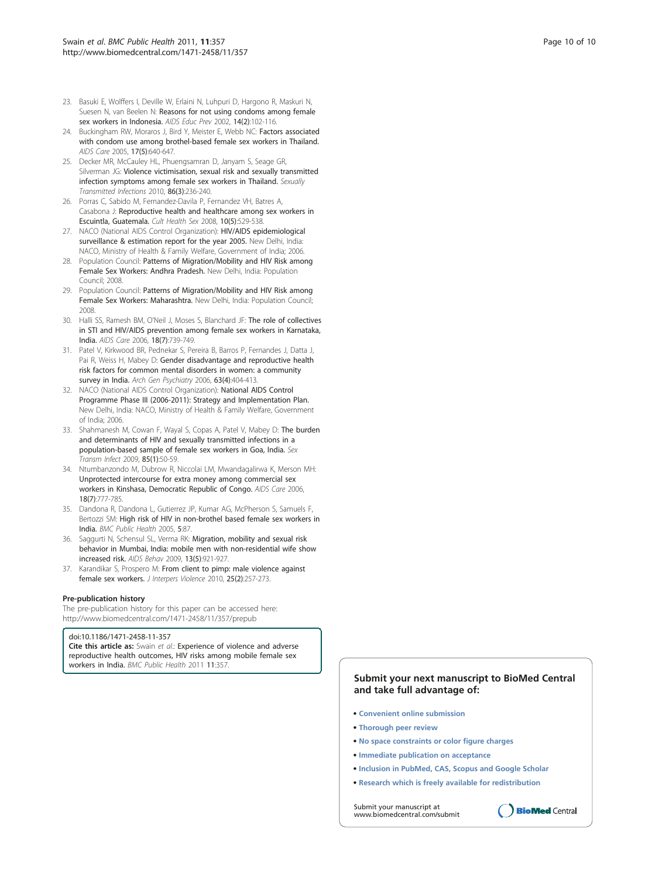23. Basuki E, Wolffers I, Deville W, Erlaini N, Luhpuri D, Hargono R, Maskuri N, Suesen N, van Beelen N: **Reasons for not using condoms among female sex workers in Indonesia.** *AIDS Educ Prev* 2002, **14(2)**:102-116.
24. Buckingham RW, Moraros J, Bird Y, Meister E, Webb NC: **Factors associated with condom use among brothel-based female sex workers in Thailand.** *AIDS Care* 2005, **17(5)**:640-647.
25. Decker MR, McCauley HL, Phuengsamran D, Janyam S, Seage GR, Silverman JG: **Violence victimisation, sexual risk and sexually transmitted infection symptoms among female sex workers in Thailand.** *Sexually Transmitted Infections* 2010, **86(3)**:236-240.
26. Porras C, Sabido M, Fernandez-Davila P, Fernandez VH, Batres A, Casabona J: **Reproductive health and healthcare among sex workers in Escuintla, Guatemala.** *Cult Health Sex* 2008, **10(5)**:529-538.
27. NACO (National AIDS Control Organization): **HIV/AIDS epidemiological surveillance & estimation report for the year 2005.** New Delhi, India: NACO, Ministry of Health & Family Welfare, Government of India; 2006.
28. Population Council: **Patterns of Migration/Mobility and HIV Risk among Female Sex Workers: Andhra Pradesh.** New Delhi, India: Population Council; 2008.
29. Population Council: **Patterns of Migration/Mobility and HIV Risk among Female Sex Workers: Maharashtra.** New Delhi, India: Population Council; 2008.
30. Halli SS, Ramesh BM, O'Neil J, Moses S, Blanchard JF: **The role of collectives in STI and HIV/AIDS prevention among female sex workers in Karnataka, India.** *AIDS Care* 2006, **18(7)**:739-749.
31. Patel V, Kirkwood BR, Pednekar S, Pereira B, Barros P, Fernandes J, Datta J, Pai R, Weiss H, Mabey D: **Gender disadvantage and reproductive health risk factors for common mental disorders in women: a community survey in India.** *Arch Gen Psychiatry* 2006, **63(4)**:404-413.
32. NACO (National AIDS Control Organization): **National AIDS Control Programme Phase III (2006-2011): Strategy and Implementation Plan.** New Delhi, India: NACO, Ministry of Health & Family Welfare, Government of India; 2006.
33. Shahmanesh M, Cowan F, Wayal S, Copas A, Patel V, Mabey D: **The burden and determinants of HIV and sexually transmitted infections in a population-based sample of female sex workers in Goa, India.** *Sex Transm Infect* 2009, **85(1)**:50-59.
34. Ntumbanzondo M, Dubrow R, Niccolai LM, Mwandagalirwa K, Merson MH: **Unprotected intercourse for extra money among commercial sex workers in Kinshasa, Democratic Republic of Congo.** *AIDS Care* 2006, **18(7)**:777-785.
35. Dandona R, Dandona L, Gutierrez JP, Kumar AG, McPherson S, Samuels F, Bertozzi SM: **High risk of HIV in non-brothel based female sex workers in India.** *BMC Public Health* 2005, **5**:87.
36. Saggurti N, Schensul SL, Verma RK: **Migration, mobility and sexual risk behavior in Mumbai, India: mobile men with non-residential wife show increased risk.** *AIDS Behav* 2009, **13(5)**:921-927.
37. Karandikar S, Prospero M: **From client to pimp: male violence against female sex workers.** *J Interpers Violence* 2010, **25(2)**:257-273.

### Pre-publication history

The pre-publication history for this paper can be accessed here: http://www.biomedcentral.com/1471-2458/11/357/prepub

doi:10.1186/1471-2458-11-357
**Cite this article as:** Swain *et al.*: Experience of violence and adverse reproductive health outcomes, HIV risks among mobile female sex workers in India. *BMC Public Health* 2011 **11**:357.

**Submit your next manuscript to BioMed Central and take full advantage of:**

- **Convenient online submission**
- **Thorough peer review**
- **No space constraints or color figure charges**
- **Immediate publication on acceptance**
- **Inclusion in PubMed, CAS, Scopus and Google Scholar**
- **Research which is freely available for redistribution**

Submit your manuscript at www.biomedcentral.com/submit

BioMed Central